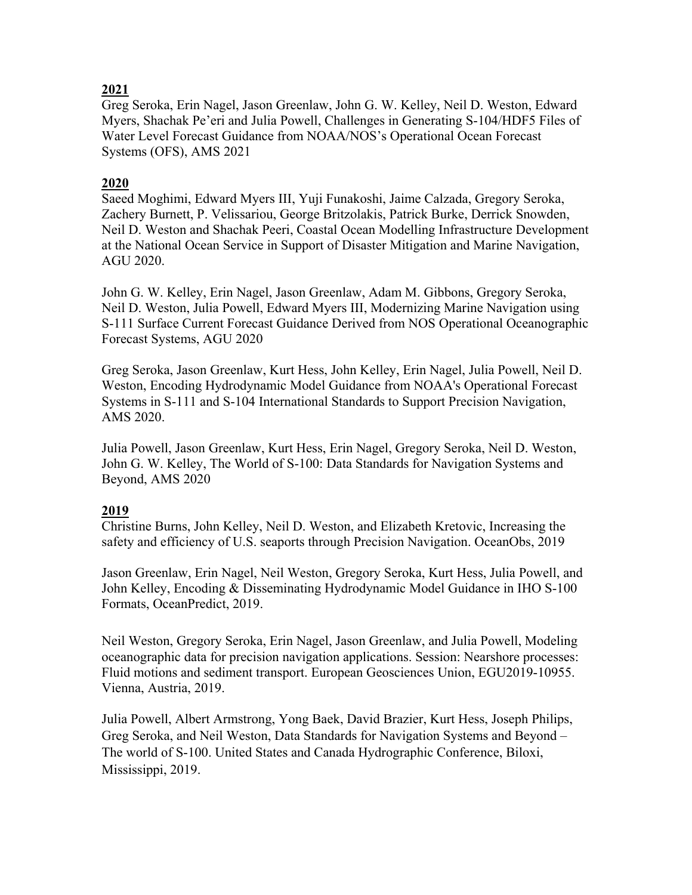**2021**

Greg Seroka, Erin Nagel, Jason Greenlaw, John G. W. Kelley, Neil D. Weston, Edward Myers, Shachak Pe'eri and Julia Powell, Challenges in Generating S-104/HDF5 Files of Water Level Forecast Guidance from NOAA/NOS's Operational Ocean Forecast Systems (OFS), AMS 2021

**2020**

Saeed Moghimi, Edward Myers III, Yuji Funakoshi, Jaime Calzada, Gregory Seroka, Zachery Burnett, P. Velissariou, George Britzolakis, Patrick Burke, Derrick Snowden, Neil D. Weston and Shachak Peeri, Coastal Ocean Modelling Infrastructure Development at the National Ocean Service in Support of Disaster Mitigation and Marine Navigation, AGU 2020.

John G. W. Kelley, Erin Nagel, Jason Greenlaw, Adam M. Gibbons, Gregory Seroka, Neil D. Weston, Julia Powell, Edward Myers III, Modernizing Marine Navigation using S-111 Surface Current Forecast Guidance Derived from NOS Operational Oceanographic Forecast Systems, AGU 2020

Greg Seroka, Jason Greenlaw, Kurt Hess, John Kelley, Erin Nagel, Julia Powell, Neil D. Weston, Encoding Hydrodynamic Model Guidance from NOAA's Operational Forecast Systems in S-111 and S-104 International Standards to Support Precision Navigation, AMS 2020.

Julia Powell, Jason Greenlaw, Kurt Hess, Erin Nagel, Gregory Seroka, Neil D. Weston, John G. W. Kelley, The World of S-100: Data Standards for Navigation Systems and Beyond, AMS 2020

**2019**

Christine Burns, John Kelley, Neil D. Weston, and Elizabeth Kretovic, Increasing the safety and efficiency of U.S. seaports through Precision Navigation. OceanObs, 2019

Jason Greenlaw, Erin Nagel, Neil Weston, Gregory Seroka, Kurt Hess, Julia Powell, and John Kelley, Encoding & Disseminating Hydrodynamic Model Guidance in IHO S-100 Formats, OceanPredict, 2019.

Neil Weston, Gregory Seroka, Erin Nagel, Jason Greenlaw, and Julia Powell, Modeling oceanographic data for precision navigation applications. Session: Nearshore processes: Fluid motions and sediment transport. European Geosciences Union, EGU2019-10955. Vienna, Austria, 2019.

Julia Powell, Albert Armstrong, Yong Baek, David Brazier, Kurt Hess, Joseph Philips, Greg Seroka, and Neil Weston, Data Standards for Navigation Systems and Beyond – The world of S-100. United States and Canada Hydrographic Conference, Biloxi, Mississippi, 2019.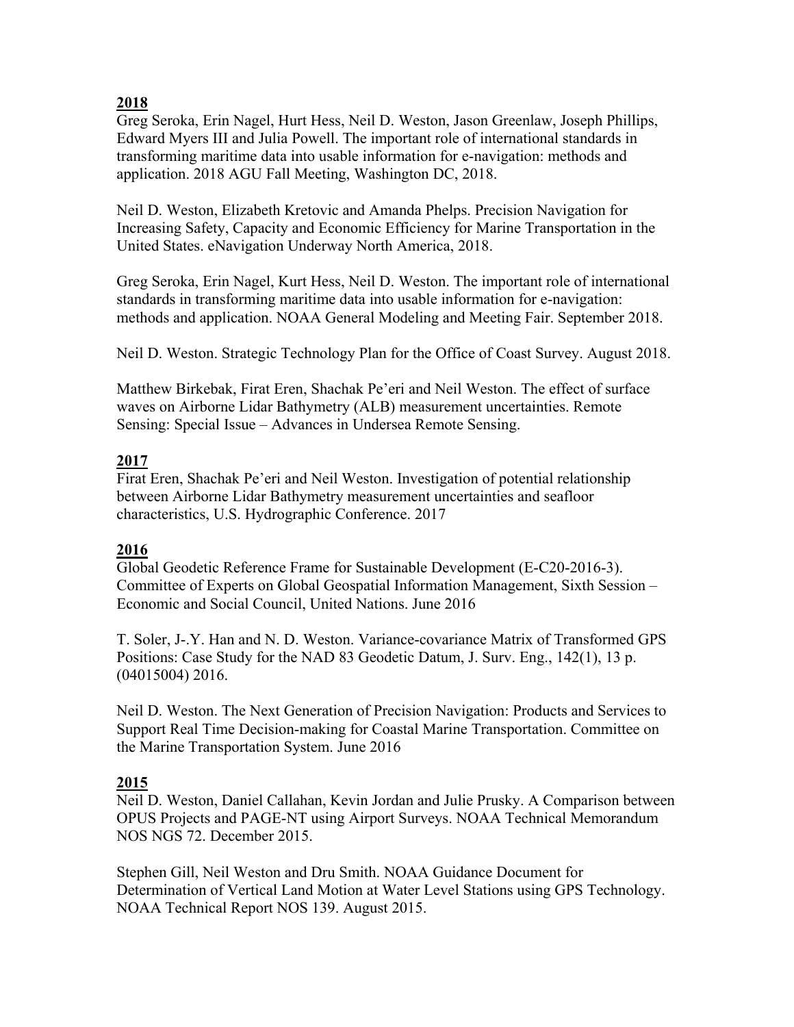**2018**

Greg Seroka, Erin Nagel, Hurt Hess, Neil D. Weston, Jason Greenlaw, Joseph Phillips, Edward Myers III and Julia Powell. The important role of international standards in transforming maritime data into usable information for e-navigation: methods and application. 2018 AGU Fall Meeting, Washington DC, 2018.

Neil D. Weston, Elizabeth Kretovic and Amanda Phelps. Precision Navigation for Increasing Safety, Capacity and Economic Efficiency for Marine Transportation in the United States. eNavigation Underway North America, 2018.

Greg Seroka, Erin Nagel, Kurt Hess, Neil D. Weston. The important role of international standards in transforming maritime data into usable information for e-navigation: methods and application. NOAA General Modeling and Meeting Fair. September 2018.

Neil D. Weston. Strategic Technology Plan for the Office of Coast Survey. August 2018.

Matthew Birkebak, Firat Eren, Shachak Pe'eri and Neil Weston. The effect of surface waves on Airborne Lidar Bathymetry (ALB) measurement uncertainties. Remote Sensing: Special Issue – Advances in Undersea Remote Sensing.

**2017**

Firat Eren, Shachak Pe'eri and Neil Weston. Investigation of potential relationship between Airborne Lidar Bathymetry measurement uncertainties and seafloor characteristics, U.S. Hydrographic Conference. 2017

**2016**

Global Geodetic Reference Frame for Sustainable Development (E-C20-2016-3). Committee of Experts on Global Geospatial Information Management, Sixth Session – Economic and Social Council, United Nations. June 2016

T. Soler, J-.Y. Han and N. D. Weston. Variance-covariance Matrix of Transformed GPS Positions: Case Study for the NAD 83 Geodetic Datum, J. Surv. Eng., 142(1), 13 p. (04015004) 2016.

Neil D. Weston. The Next Generation of Precision Navigation: Products and Services to Support Real Time Decision-making for Coastal Marine Transportation. Committee on the Marine Transportation System. June 2016

**2015**

Neil D. Weston, Daniel Callahan, Kevin Jordan and Julie Prusky. A Comparison between OPUS Projects and PAGE-NT using Airport Surveys. NOAA Technical Memorandum NOS NGS 72. December 2015.

Stephen Gill, Neil Weston and Dru Smith. NOAA Guidance Document for Determination of Vertical Land Motion at Water Level Stations using GPS Technology. NOAA Technical Report NOS 139. August 2015.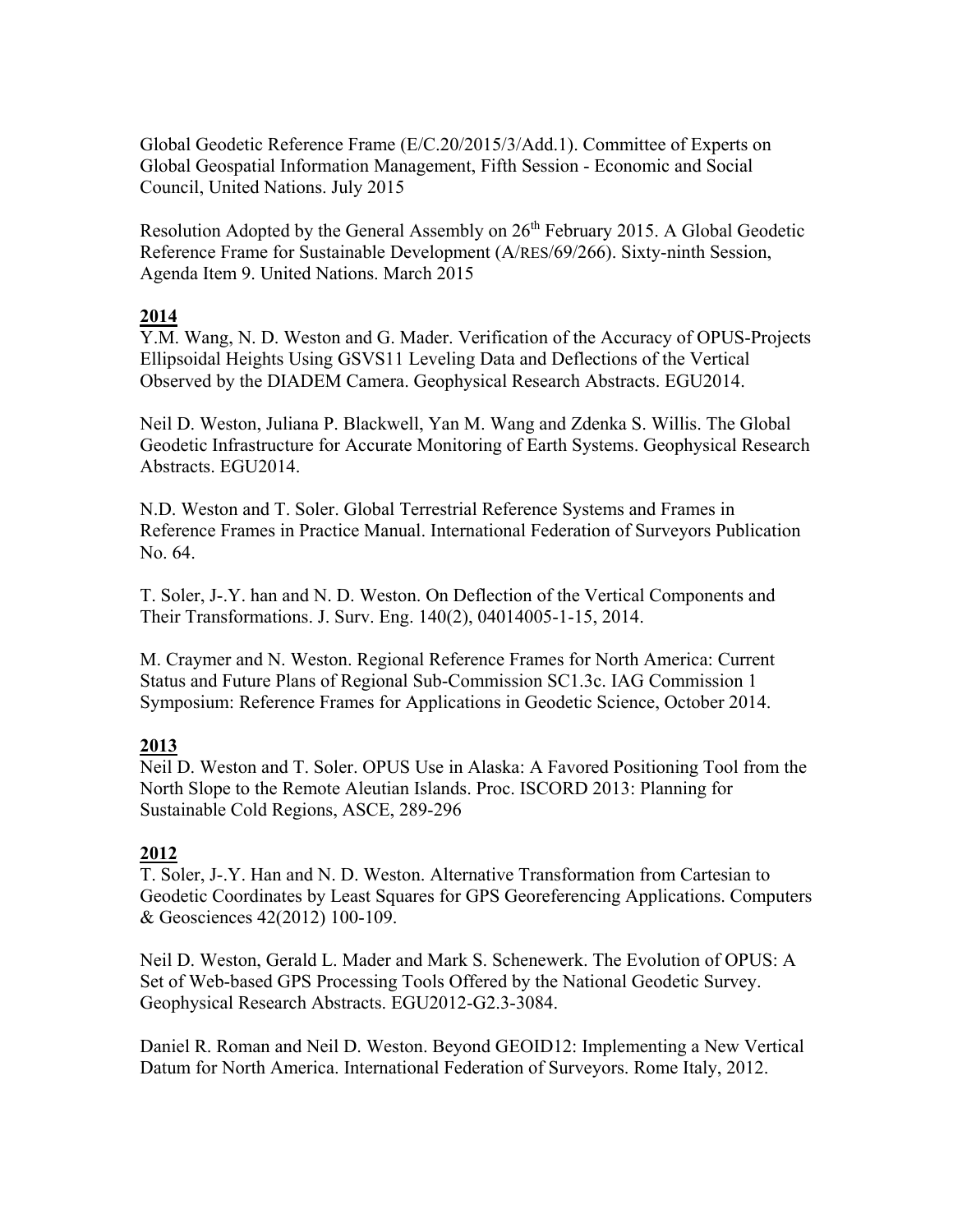Global Geodetic Reference Frame (E/C.20/2015/3/Add.1). Committee of Experts on Global Geospatial Information Management, Fifth Session - Economic and Social Council, United Nations. July 2015

Resolution Adopted by the General Assembly on 26th February 2015. A Global Geodetic Reference Frame for Sustainable Development (A/RES/69/266). Sixty-ninth Session, Agenda Item 9. United Nations. March 2015

**2014**

Y.M. Wang, N. D. Weston and G. Mader. Verification of the Accuracy of OPUS-Projects Ellipsoidal Heights Using GSVS11 Leveling Data and Deflections of the Vertical Observed by the DIADEM Camera. Geophysical Research Abstracts. EGU2014.

Neil D. Weston, Juliana P. Blackwell, Yan M. Wang and Zdenka S. Willis. The Global Geodetic Infrastructure for Accurate Monitoring of Earth Systems. Geophysical Research Abstracts. EGU2014.

N.D. Weston and T. Soler. Global Terrestrial Reference Systems and Frames in Reference Frames in Practice Manual. International Federation of Surveyors Publication No. 64.

T. Soler, J-.Y. han and N. D. Weston. On Deflection of the Vertical Components and Their Transformations. J. Surv. Eng. 140(2), 04014005-1-15, 2014.

M. Craymer and N. Weston. Regional Reference Frames for North America: Current Status and Future Plans of Regional Sub-Commission SC1.3c. IAG Commission 1 Symposium: Reference Frames for Applications in Geodetic Science, October 2014.

**2013**

Neil D. Weston and T. Soler. OPUS Use in Alaska: A Favored Positioning Tool from the North Slope to the Remote Aleutian Islands. Proc. ISCORD 2013: Planning for Sustainable Cold Regions, ASCE, 289-296

**2012**

T. Soler, J-.Y. Han and N. D. Weston. Alternative Transformation from Cartesian to Geodetic Coordinates by Least Squares for GPS Georeferencing Applications. Computers & Geosciences 42(2012) 100-109.

Neil D. Weston, Gerald L. Mader and Mark S. Schenewerk. The Evolution of OPUS: A Set of Web-based GPS Processing Tools Offered by the National Geodetic Survey. Geophysical Research Abstracts. EGU2012-G2.3-3084.

Daniel R. Roman and Neil D. Weston. Beyond GEOID12: Implementing a New Vertical Datum for North America. International Federation of Surveyors. Rome Italy, 2012.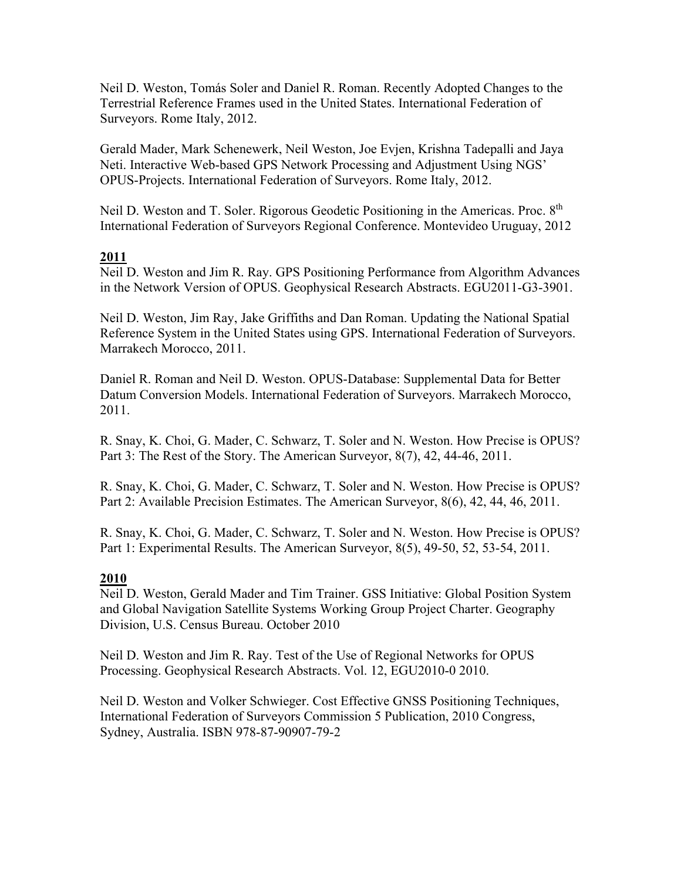Neil D. Weston, Tomás Soler and Daniel R. Roman. Recently Adopted Changes to the Terrestrial Reference Frames used in the United States. International Federation of Surveyors. Rome Italy, 2012.

Gerald Mader, Mark Schenewerk, Neil Weston, Joe Evjen, Krishna Tadepalli and Jaya Neti. Interactive Web-based GPS Network Processing and Adjustment Using NGS' OPUS-Projects. International Federation of Surveyors. Rome Italy, 2012.

Neil D. Weston and T. Soler. Rigorous Geodetic Positioning in the Americas. Proc. 8th International Federation of Surveyors Regional Conference. Montevideo Uruguay, 2012

**2011**

Neil D. Weston and Jim R. Ray. GPS Positioning Performance from Algorithm Advances in the Network Version of OPUS. Geophysical Research Abstracts. EGU2011-G3-3901.

Neil D. Weston, Jim Ray, Jake Griffiths and Dan Roman. Updating the National Spatial Reference System in the United States using GPS. International Federation of Surveyors. Marrakech Morocco, 2011.

Daniel R. Roman and Neil D. Weston. OPUS-Database: Supplemental Data for Better Datum Conversion Models. International Federation of Surveyors. Marrakech Morocco, 2011.

R. Snay, K. Choi, G. Mader, C. Schwarz, T. Soler and N. Weston. How Precise is OPUS? Part 3: The Rest of the Story. The American Surveyor, 8(7), 42, 44-46, 2011.

R. Snay, K. Choi, G. Mader, C. Schwarz, T. Soler and N. Weston. How Precise is OPUS? Part 2: Available Precision Estimates. The American Surveyor, 8(6), 42, 44, 46, 2011.

R. Snay, K. Choi, G. Mader, C. Schwarz, T. Soler and N. Weston. How Precise is OPUS? Part 1: Experimental Results. The American Surveyor, 8(5), 49-50, 52, 53-54, 2011.

**2010**

Neil D. Weston, Gerald Mader and Tim Trainer. GSS Initiative: Global Position System and Global Navigation Satellite Systems Working Group Project Charter. Geography Division, U.S. Census Bureau. October 2010

Neil D. Weston and Jim R. Ray. Test of the Use of Regional Networks for OPUS Processing. Geophysical Research Abstracts. Vol. 12, EGU2010-0 2010.

Neil D. Weston and Volker Schwieger. Cost Effective GNSS Positioning Techniques, International Federation of Surveyors Commission 5 Publication, 2010 Congress, Sydney, Australia. ISBN 978-87-90907-79-2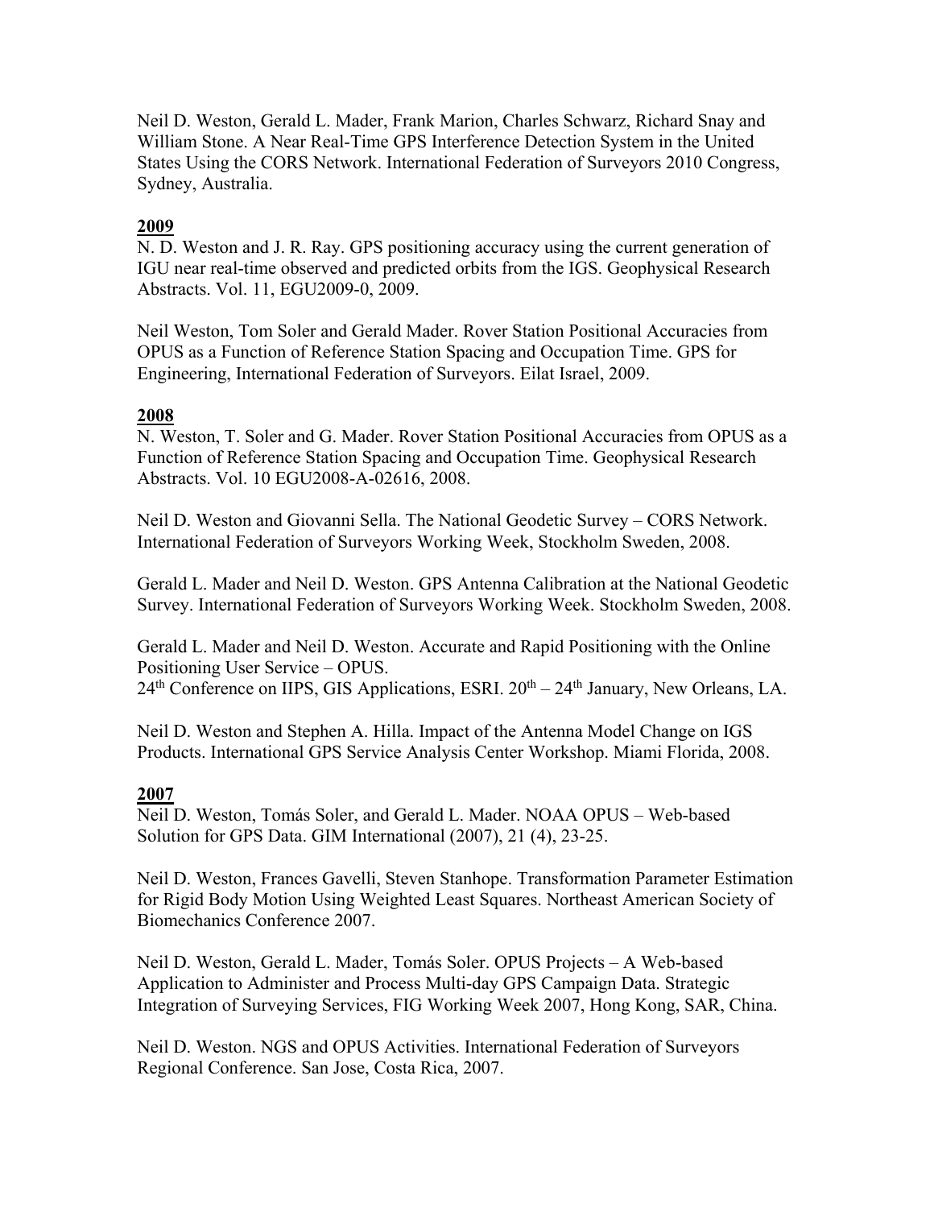Neil D. Weston, Gerald L. Mader, Frank Marion, Charles Schwarz, Richard Snay and William Stone. A Near Real-Time GPS Interference Detection System in the United States Using the CORS Network. International Federation of Surveyors 2010 Congress, Sydney, Australia.

**2009**

N. D. Weston and J. R. Ray. GPS positioning accuracy using the current generation of IGU near real-time observed and predicted orbits from the IGS. Geophysical Research Abstracts. Vol. 11, EGU2009-0, 2009.

Neil Weston, Tom Soler and Gerald Mader. Rover Station Positional Accuracies from OPUS as a Function of Reference Station Spacing and Occupation Time. GPS for Engineering, International Federation of Surveyors. Eilat Israel, 2009.

**2008**

N. Weston, T. Soler and G. Mader. Rover Station Positional Accuracies from OPUS as a Function of Reference Station Spacing and Occupation Time. Geophysical Research Abstracts. Vol. 10 EGU2008-A-02616, 2008.

Neil D. Weston and Giovanni Sella. The National Geodetic Survey – CORS Network. International Federation of Surveyors Working Week, Stockholm Sweden, 2008.

Gerald L. Mader and Neil D. Weston. GPS Antenna Calibration at the National Geodetic Survey. International Federation of Surveyors Working Week. Stockholm Sweden, 2008.

Gerald L. Mader and Neil D. Weston. Accurate and Rapid Positioning with the Online Positioning User Service – OPUS.
24th Conference on IIPS, GIS Applications, ESRI. 20th – 24th January, New Orleans, LA.

Neil D. Weston and Stephen A. Hilla. Impact of the Antenna Model Change on IGS Products. International GPS Service Analysis Center Workshop. Miami Florida, 2008.

**2007**

Neil D. Weston, Tomás Soler, and Gerald L. Mader. NOAA OPUS – Web-based Solution for GPS Data. GIM International (2007), 21 (4), 23-25.

Neil D. Weston, Frances Gavelli, Steven Stanhope. Transformation Parameter Estimation for Rigid Body Motion Using Weighted Least Squares. Northeast American Society of Biomechanics Conference 2007.

Neil D. Weston, Gerald L. Mader, Tomás Soler. OPUS Projects – A Web-based Application to Administer and Process Multi-day GPS Campaign Data. Strategic Integration of Surveying Services, FIG Working Week 2007, Hong Kong, SAR, China.

Neil D. Weston. NGS and OPUS Activities. International Federation of Surveyors Regional Conference. San Jose, Costa Rica, 2007.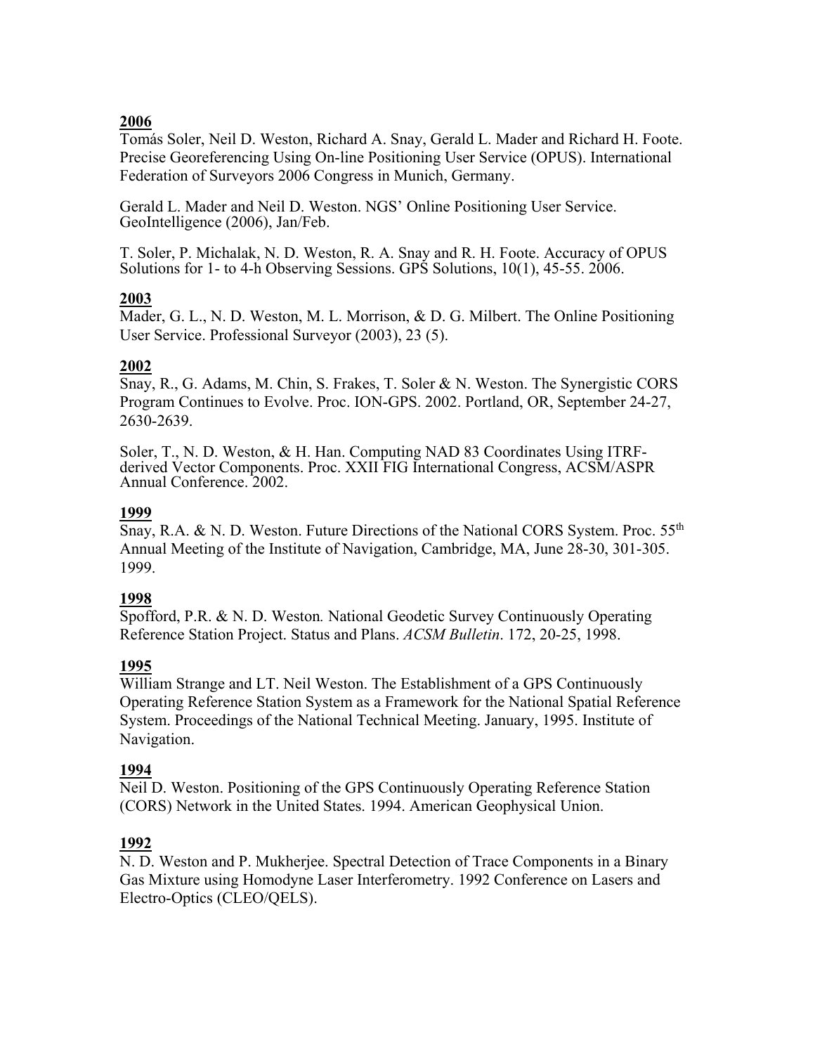**2006**

Tomás Soler, Neil D. Weston, Richard A. Snay, Gerald L. Mader and Richard H. Foote. Precise Georeferencing Using On-line Positioning User Service (OPUS). International Federation of Surveyors 2006 Congress in Munich, Germany.

Gerald L. Mader and Neil D. Weston. NGS' Online Positioning User Service. GeoIntelligence (2006), Jan/Feb.

T. Soler, P. Michalak, N. D. Weston, R. A. Snay and R. H. Foote. Accuracy of OPUS Solutions for 1- to 4-h Observing Sessions. GPS Solutions, 10(1), 45-55. 2006.

**2003**

Mader, G. L., N. D. Weston, M. L. Morrison, & D. G. Milbert. The Online Positioning User Service. Professional Surveyor (2003), 23 (5).

**2002**

Snay, R., G. Adams, M. Chin, S. Frakes, T. Soler & N. Weston. The Synergistic CORS Program Continues to Evolve. Proc. ION-GPS. 2002. Portland, OR, September 24-27, 2630-2639.

Soler, T., N. D. Weston, & H. Han. Computing NAD 83 Coordinates Using ITRF-derived Vector Components. Proc. XXII FIG International Congress, ACSM/ASPR Annual Conference. 2002.

**1999**

Snay, R.A. & N. D. Weston. Future Directions of the National CORS System. Proc. 55th Annual Meeting of the Institute of Navigation, Cambridge, MA, June 28-30, 301-305. 1999.

**1998**

Spofford, P.R. & N. D. Weston*.* National Geodetic Survey Continuously Operating Reference Station Project. Status and Plans. *ACSM Bulletin*. 172, 20-25, 1998.

**1995**

William Strange and LT. Neil Weston. The Establishment of a GPS Continuously Operating Reference Station System as a Framework for the National Spatial Reference System. Proceedings of the National Technical Meeting. January, 1995. Institute of Navigation.

**1994**

Neil D. Weston. Positioning of the GPS Continuously Operating Reference Station (CORS) Network in the United States. 1994. American Geophysical Union.

**1992**

N. D. Weston and P. Mukherjee. Spectral Detection of Trace Components in a Binary Gas Mixture using Homodyne Laser Interferometry. 1992 Conference on Lasers and Electro-Optics (CLEO/QELS).